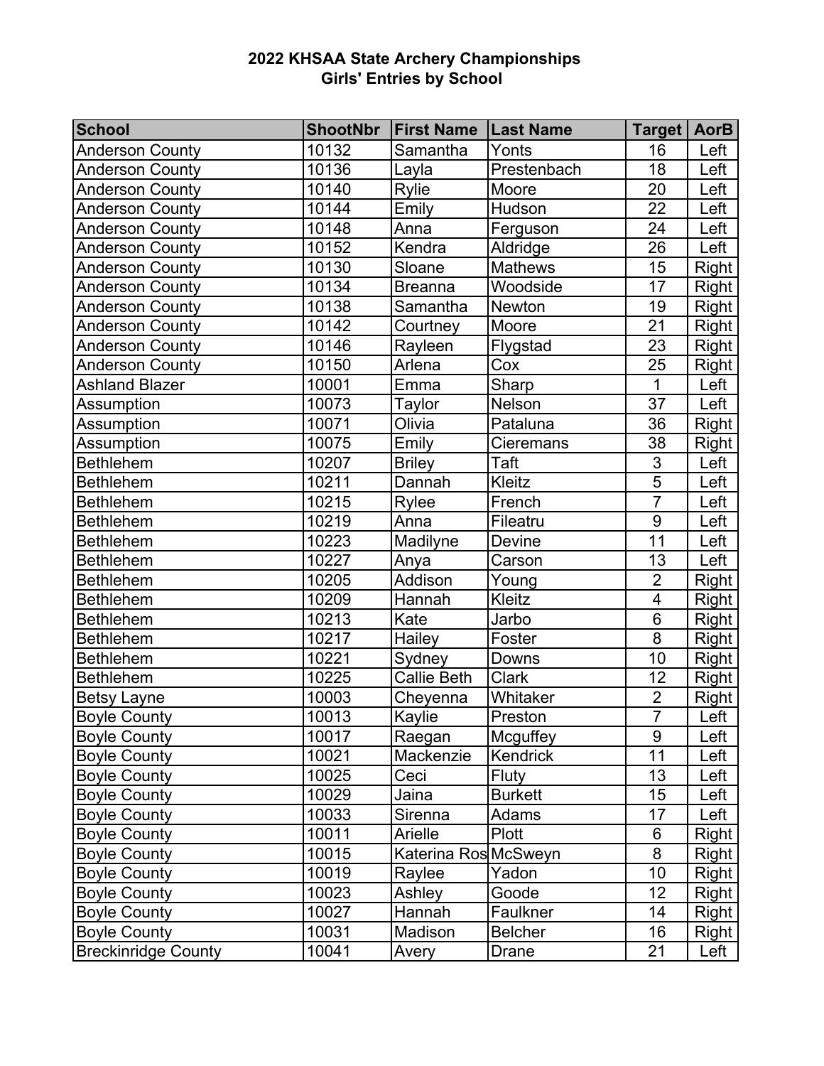# 2022 KHSAA State Archery Championships
## Girls' Entries by School

| School | ShootNbr | First Name | Last Name | Target | AorB |
|---|---|---|---|---|---|
| Anderson County | 10132 | Samantha | Yonts | 16 | Left |
| Anderson County | 10136 | Layla | Prestenbach | 18 | Left |
| Anderson County | 10140 | Rylie | Moore | 20 | Left |
| Anderson County | 10144 | Emily | Hudson | 22 | Left |
| Anderson County | 10148 | Anna | Ferguson | 24 | Left |
| Anderson County | 10152 | Kendra | Aldridge | 26 | Left |
| Anderson County | 10130 | Sloane | Mathews | 15 | Right |
| Anderson County | 10134 | Breanna | Woodside | 17 | Right |
| Anderson County | 10138 | Samantha | Newton | 19 | Right |
| Anderson County | 10142 | Courtney | Moore | 21 | Right |
| Anderson County | 10146 | Rayleen | Flygstad | 23 | Right |
| Anderson County | 10150 | Arlena | Cox | 25 | Right |
| Ashland Blazer | 10001 | Emma | Sharp | 1 | Left |
| Assumption | 10073 | Taylor | Nelson | 37 | Left |
| Assumption | 10071 | Olivia | Pataluna | 36 | Right |
| Assumption | 10075 | Emily | Cieremans | 38 | Right |
| Bethlehem | 10207 | Briley | Taft | 3 | Left |
| Bethlehem | 10211 | Dannah | Kleitz | 5 | Left |
| Bethlehem | 10215 | Rylee | French | 7 | Left |
| Bethlehem | 10219 | Anna | Fileatru | 9 | Left |
| Bethlehem | 10223 | Madilyne | Devine | 11 | Left |
| Bethlehem | 10227 | Anya | Carson | 13 | Left |
| Bethlehem | 10205 | Addison | Young | 2 | Right |
| Bethlehem | 10209 | Hannah | Kleitz | 4 | Right |
| Bethlehem | 10213 | Kate | Jarbo | 6 | Right |
| Bethlehem | 10217 | Hailey | Foster | 8 | Right |
| Bethlehem | 10221 | Sydney | Downs | 10 | Right |
| Bethlehem | 10225 | Callie Beth | Clark | 12 | Right |
| Betsy Layne | 10003 | Cheyenna | Whitaker | 2 | Right |
| Boyle County | 10013 | Kaylie | Preston | 7 | Left |
| Boyle County | 10017 | Raegan | Mcguffey | 9 | Left |
| Boyle County | 10021 | Mackenzie | Kendrick | 11 | Left |
| Boyle County | 10025 | Ceci | Fluty | 13 | Left |
| Boyle County | 10029 | Jaina | Burkett | 15 | Left |
| Boyle County | 10033 | Sirenna | Adams | 17 | Left |
| Boyle County | 10011 | Arielle | Plott | 6 | Right |
| Boyle County | 10015 | Katerina Ros | McSweyn | 8 | Right |
| Boyle County | 10019 | Raylee | Yadon | 10 | Right |
| Boyle County | 10023 | Ashley | Goode | 12 | Right |
| Boyle County | 10027 | Hannah | Faulkner | 14 | Right |
| Boyle County | 10031 | Madison | Belcher | 16 | Right |
| Breckinridge County | 10041 | Avery | Drane | 21 | Left |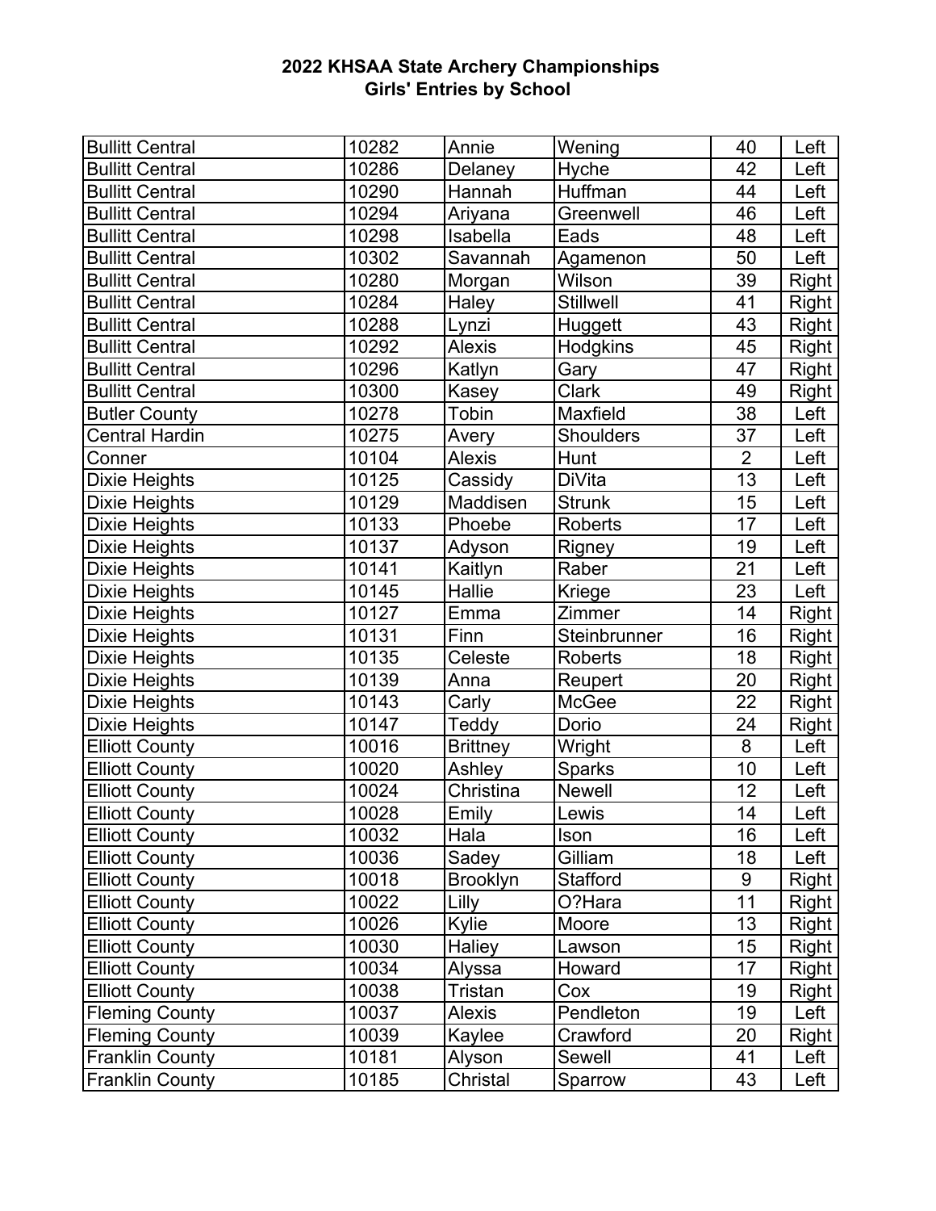## 2022 KHSAA State Archery Championships
## Girls' Entries by School

| | | | | | |
|---|---|---|---|---|---|
| Bullitt Central | 10282 | Annie | Wening | 40 | Left |
| Bullitt Central | 10286 | Delaney | Hyche | 42 | Left |
| Bullitt Central | 10290 | Hannah | Huffman | 44 | Left |
| Bullitt Central | 10294 | Ariyana | Greenwell | 46 | Left |
| Bullitt Central | 10298 | Isabella | Eads | 48 | Left |
| Bullitt Central | 10302 | Savannah | Agamenon | 50 | Left |
| Bullitt Central | 10280 | Morgan | Wilson | 39 | Right |
| Bullitt Central | 10284 | Haley | Stillwell | 41 | Right |
| Bullitt Central | 10288 | Lynzi | Huggett | 43 | Right |
| Bullitt Central | 10292 | Alexis | Hodgkins | 45 | Right |
| Bullitt Central | 10296 | Katlyn | Gary | 47 | Right |
| Bullitt Central | 10300 | Kasey | Clark | 49 | Right |
| Butler County | 10278 | Tobin | Maxfield | 38 | Left |
| Central Hardin | 10275 | Avery | Shoulders | 37 | Left |
| Conner | 10104 | Alexis | Hunt | 2 | Left |
| Dixie Heights | 10125 | Cassidy | DiVita | 13 | Left |
| Dixie Heights | 10129 | Maddisen | Strunk | 15 | Left |
| Dixie Heights | 10133 | Phoebe | Roberts | 17 | Left |
| Dixie Heights | 10137 | Adyson | Rigney | 19 | Left |
| Dixie Heights | 10141 | Kaitlyn | Raber | 21 | Left |
| Dixie Heights | 10145 | Hallie | Kriege | 23 | Left |
| Dixie Heights | 10127 | Emma | Zimmer | 14 | Right |
| Dixie Heights | 10131 | Finn | Steinbrunner | 16 | Right |
| Dixie Heights | 10135 | Celeste | Roberts | 18 | Right |
| Dixie Heights | 10139 | Anna | Reupert | 20 | Right |
| Dixie Heights | 10143 | Carly | McGee | 22 | Right |
| Dixie Heights | 10147 | Teddy | Dorio | 24 | Right |
| Elliott County | 10016 | Brittney | Wright | 8 | Left |
| Elliott County | 10020 | Ashley | Sparks | 10 | Left |
| Elliott County | 10024 | Christina | Newell | 12 | Left |
| Elliott County | 10028 | Emily | Lewis | 14 | Left |
| Elliott County | 10032 | Hala | Ison | 16 | Left |
| Elliott County | 10036 | Sadey | Gilliam | 18 | Left |
| Elliott County | 10018 | Brooklyn | Stafford | 9 | Right |
| Elliott County | 10022 | Lilly | O?Hara | 11 | Right |
| Elliott County | 10026 | Kylie | Moore | 13 | Right |
| Elliott County | 10030 | Haliey | Lawson | 15 | Right |
| Elliott County | 10034 | Alyssa | Howard | 17 | Right |
| Elliott County | 10038 | Tristan | Cox | 19 | Right |
| Fleming County | 10037 | Alexis | Pendleton | 19 | Left |
| Fleming County | 10039 | Kaylee | Crawford | 20 | Right |
| Franklin County | 10181 | Alyson | Sewell | 41 | Left |
| Franklin County | 10185 | Christal | Sparrow | 43 | Left |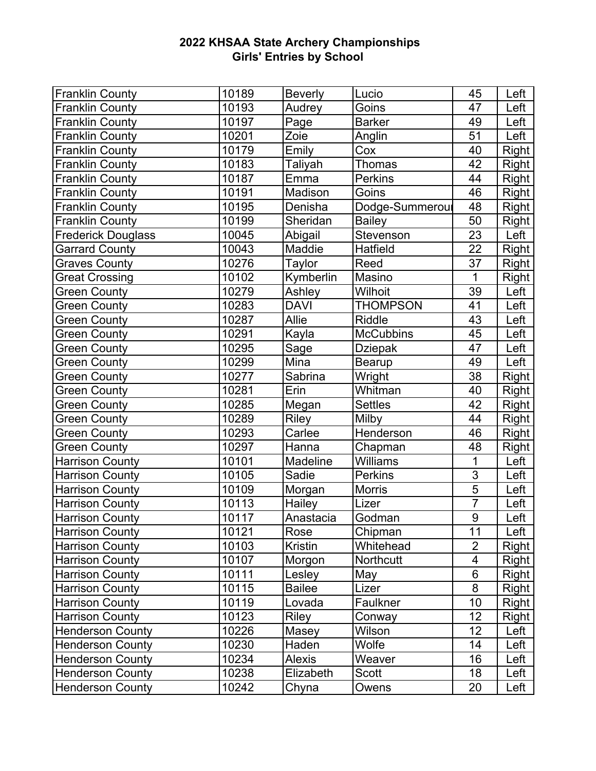**2022 KHSAA State Archery Championships**
**Girls' Entries by School**

| | | | | | |
|---|---|---|---|---|---|
| Franklin County | 10189 | Beverly | Lucio | 45 | Left |
| Franklin County | 10193 | Audrey | Goins | 47 | Left |
| Franklin County | 10197 | Page | Barker | 49 | Left |
| Franklin County | 10201 | Zoie | Anglin | 51 | Left |
| Franklin County | 10179 | Emily | Cox | 40 | Right |
| Franklin County | 10183 | Taliyah | Thomas | 42 | Right |
| Franklin County | 10187 | Emma | Perkins | 44 | Right |
| Franklin County | 10191 | Madison | Goins | 46 | Right |
| Franklin County | 10195 | Denisha | Dodge-Summerour | 48 | Right |
| Franklin County | 10199 | Sheridan | Bailey | 50 | Right |
| Frederick Douglass | 10045 | Abigail | Stevenson | 23 | Left |
| Garrard County | 10043 | Maddie | Hatfield | 22 | Right |
| Graves County | 10276 | Taylor | Reed | 37 | Right |
| Great Crossing | 10102 | Kymberlin | Masino | 1 | Right |
| Green County | 10279 | Ashley | Wilhoit | 39 | Left |
| Green County | 10283 | DAVI | THOMPSON | 41 | Left |
| Green County | 10287 | Allie | Riddle | 43 | Left |
| Green County | 10291 | Kayla | McCubbins | 45 | Left |
| Green County | 10295 | Sage | Dziepak | 47 | Left |
| Green County | 10299 | Mina | Bearup | 49 | Left |
| Green County | 10277 | Sabrina | Wright | 38 | Right |
| Green County | 10281 | Erin | Whitman | 40 | Right |
| Green County | 10285 | Megan | Settles | 42 | Right |
| Green County | 10289 | Riley | Milby | 44 | Right |
| Green County | 10293 | Carlee | Henderson | 46 | Right |
| Green County | 10297 | Hanna | Chapman | 48 | Right |
| Harrison County | 10101 | Madeline | Williams | 1 | Left |
| Harrison County | 10105 | Sadie | Perkins | 3 | Left |
| Harrison County | 10109 | Morgan | Morris | 5 | Left |
| Harrison County | 10113 | Hailey | Lizer | 7 | Left |
| Harrison County | 10117 | Anastacia | Godman | 9 | Left |
| Harrison County | 10121 | Rose | Chipman | 11 | Left |
| Harrison County | 10103 | Kristin | Whitehead | 2 | Right |
| Harrison County | 10107 | Morgon | Northcutt | 4 | Right |
| Harrison County | 10111 | Lesley | May | 6 | Right |
| Harrison County | 10115 | Bailee | Lizer | 8 | Right |
| Harrison County | 10119 | Lovada | Faulkner | 10 | Right |
| Harrison County | 10123 | Riley | Conway | 12 | Right |
| Henderson County | 10226 | Masey | Wilson | 12 | Left |
| Henderson County | 10230 | Haden | Wolfe | 14 | Left |
| Henderson County | 10234 | Alexis | Weaver | 16 | Left |
| Henderson County | 10238 | Elizabeth | Scott | 18 | Left |
| Henderson County | 10242 | Chyna | Owens | 20 | Left |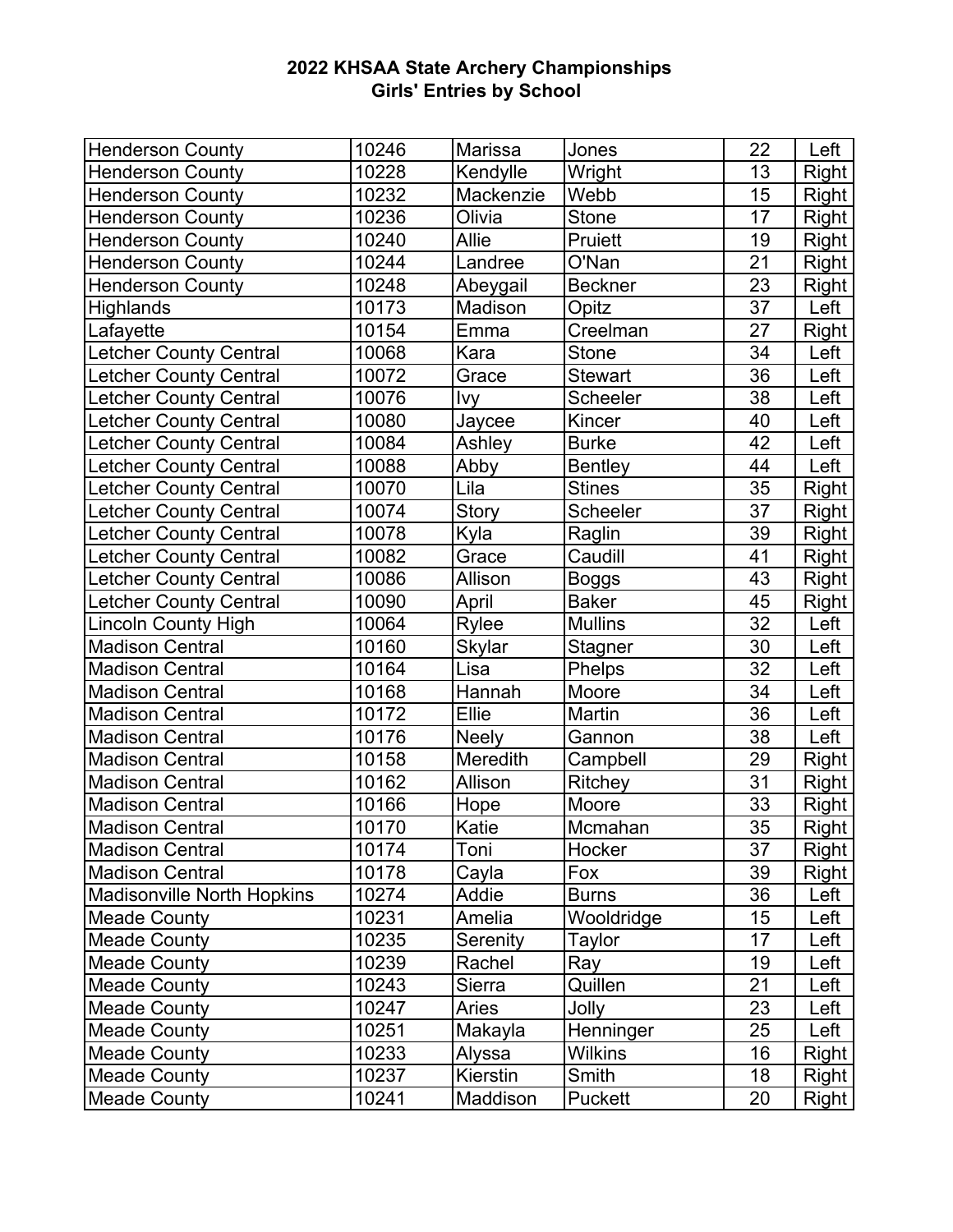**2022 KHSAA State Archery Championships**
**Girls' Entries by School**

| | | | | | |
|---|---|---|---|---|---|
| Henderson County | 10246 | Marissa | Jones | 22 | Left |
| Henderson County | 10228 | Kendylle | Wright | 13 | Right |
| Henderson County | 10232 | Mackenzie | Webb | 15 | Right |
| Henderson County | 10236 | Olivia | Stone | 17 | Right |
| Henderson County | 10240 | Allie | Pruiett | 19 | Right |
| Henderson County | 10244 | Landree | O'Nan | 21 | Right |
| Henderson County | 10248 | Abeygail | Beckner | 23 | Right |
| Highlands | 10173 | Madison | Opitz | 37 | Left |
| Lafayette | 10154 | Emma | Creelman | 27 | Right |
| Letcher County Central | 10068 | Kara | Stone | 34 | Left |
| Letcher County Central | 10072 | Grace | Stewart | 36 | Left |
| Letcher County Central | 10076 | Ivy | Scheeler | 38 | Left |
| Letcher County Central | 10080 | Jaycee | Kincer | 40 | Left |
| Letcher County Central | 10084 | Ashley | Burke | 42 | Left |
| Letcher County Central | 10088 | Abby | Bentley | 44 | Left |
| Letcher County Central | 10070 | Lila | Stines | 35 | Right |
| Letcher County Central | 10074 | Story | Scheeler | 37 | Right |
| Letcher County Central | 10078 | Kyla | Raglin | 39 | Right |
| Letcher County Central | 10082 | Grace | Caudill | 41 | Right |
| Letcher County Central | 10086 | Allison | Boggs | 43 | Right |
| Letcher County Central | 10090 | April | Baker | 45 | Right |
| Lincoln County High | 10064 | Rylee | Mullins | 32 | Left |
| Madison Central | 10160 | Skylar | Stagner | 30 | Left |
| Madison Central | 10164 | Lisa | Phelps | 32 | Left |
| Madison Central | 10168 | Hannah | Moore | 34 | Left |
| Madison Central | 10172 | Ellie | Martin | 36 | Left |
| Madison Central | 10176 | Neely | Gannon | 38 | Left |
| Madison Central | 10158 | Meredith | Campbell | 29 | Right |
| Madison Central | 10162 | Allison | Ritchey | 31 | Right |
| Madison Central | 10166 | Hope | Moore | 33 | Right |
| Madison Central | 10170 | Katie | Mcmahan | 35 | Right |
| Madison Central | 10174 | Toni | Hocker | 37 | Right |
| Madison Central | 10178 | Cayla | Fox | 39 | Right |
| Madisonville North Hopkins | 10274 | Addie | Burns | 36 | Left |
| Meade County | 10231 | Amelia | Wooldridge | 15 | Left |
| Meade County | 10235 | Serenity | Taylor | 17 | Left |
| Meade County | 10239 | Rachel | Ray | 19 | Left |
| Meade County | 10243 | Sierra | Quillen | 21 | Left |
| Meade County | 10247 | Aries | Jolly | 23 | Left |
| Meade County | 10251 | Makayla | Henninger | 25 | Left |
| Meade County | 10233 | Alyssa | Wilkins | 16 | Right |
| Meade County | 10237 | Kierstin | Smith | 18 | Right |
| Meade County | 10241 | Maddison | Puckett | 20 | Right |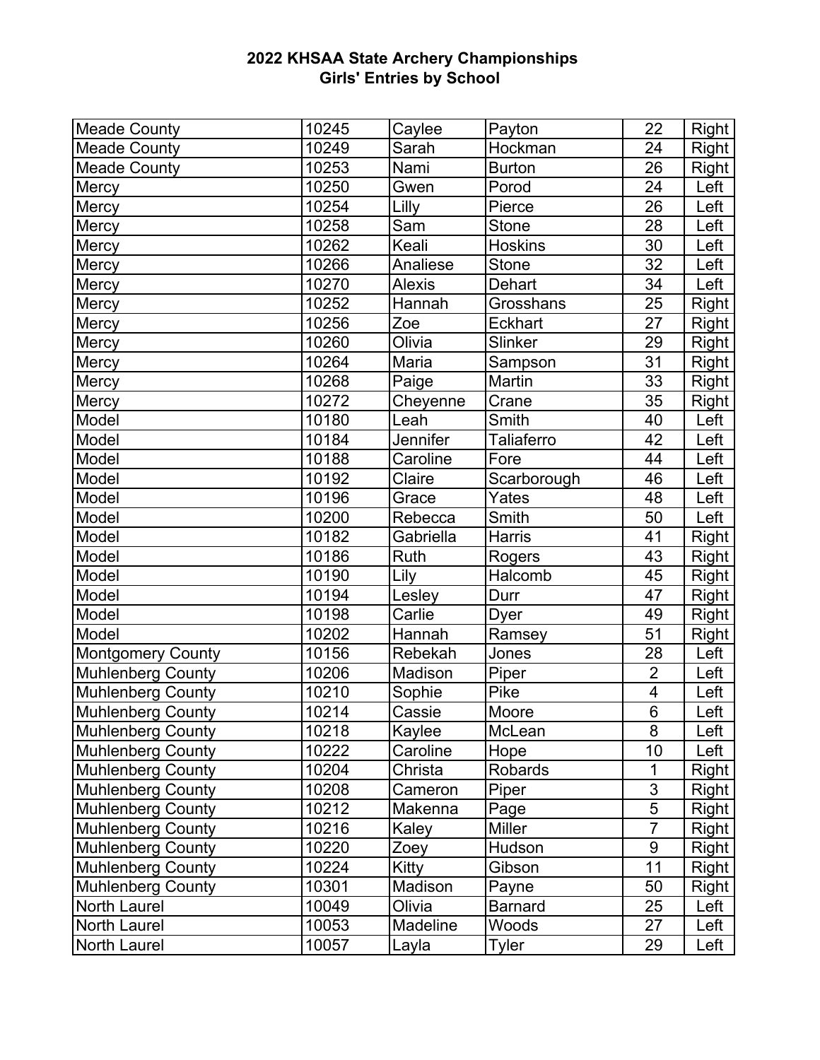**2022 KHSAA State Archery Championships**
**Girls' Entries by School**

| | | | | | |
|---|---|---|---|---|---|
| Meade County | 10245 | Caylee | Payton | 22 | Right |
| Meade County | 10249 | Sarah | Hockman | 24 | Right |
| Meade County | 10253 | Nami | Burton | 26 | Right |
| Mercy | 10250 | Gwen | Porod | 24 | Left |
| Mercy | 10254 | Lilly | Pierce | 26 | Left |
| Mercy | 10258 | Sam | Stone | 28 | Left |
| Mercy | 10262 | Keali | Hoskins | 30 | Left |
| Mercy | 10266 | Analiese | Stone | 32 | Left |
| Mercy | 10270 | Alexis | Dehart | 34 | Left |
| Mercy | 10252 | Hannah | Grosshans | 25 | Right |
| Mercy | 10256 | Zoe | Eckhart | 27 | Right |
| Mercy | 10260 | Olivia | Slinker | 29 | Right |
| Mercy | 10264 | Maria | Sampson | 31 | Right |
| Mercy | 10268 | Paige | Martin | 33 | Right |
| Mercy | 10272 | Cheyenne | Crane | 35 | Right |
| Model | 10180 | Leah | Smith | 40 | Left |
| Model | 10184 | Jennifer | Taliaferro | 42 | Left |
| Model | 10188 | Caroline | Fore | 44 | Left |
| Model | 10192 | Claire | Scarborough | 46 | Left |
| Model | 10196 | Grace | Yates | 48 | Left |
| Model | 10200 | Rebecca | Smith | 50 | Left |
| Model | 10182 | Gabriella | Harris | 41 | Right |
| Model | 10186 | Ruth | Rogers | 43 | Right |
| Model | 10190 | Lily | Halcomb | 45 | Right |
| Model | 10194 | Lesley | Durr | 47 | Right |
| Model | 10198 | Carlie | Dyer | 49 | Right |
| Model | 10202 | Hannah | Ramsey | 51 | Right |
| Montgomery County | 10156 | Rebekah | Jones | 28 | Left |
| Muhlenberg County | 10206 | Madison | Piper | 2 | Left |
| Muhlenberg County | 10210 | Sophie | Pike | 4 | Left |
| Muhlenberg County | 10214 | Cassie | Moore | 6 | Left |
| Muhlenberg County | 10218 | Kaylee | McLean | 8 | Left |
| Muhlenberg County | 10222 | Caroline | Hope | 10 | Left |
| Muhlenberg County | 10204 | Christa | Robards | 1 | Right |
| Muhlenberg County | 10208 | Cameron | Piper | 3 | Right |
| Muhlenberg County | 10212 | Makenna | Page | 5 | Right |
| Muhlenberg County | 10216 | Kaley | Miller | 7 | Right |
| Muhlenberg County | 10220 | Zoey | Hudson | 9 | Right |
| Muhlenberg County | 10224 | Kitty | Gibson | 11 | Right |
| Muhlenberg County | 10301 | Madison | Payne | 50 | Right |
| North Laurel | 10049 | Olivia | Barnard | 25 | Left |
| North Laurel | 10053 | Madeline | Woods | 27 | Left |
| North Laurel | 10057 | Layla | Tyler | 29 | Left |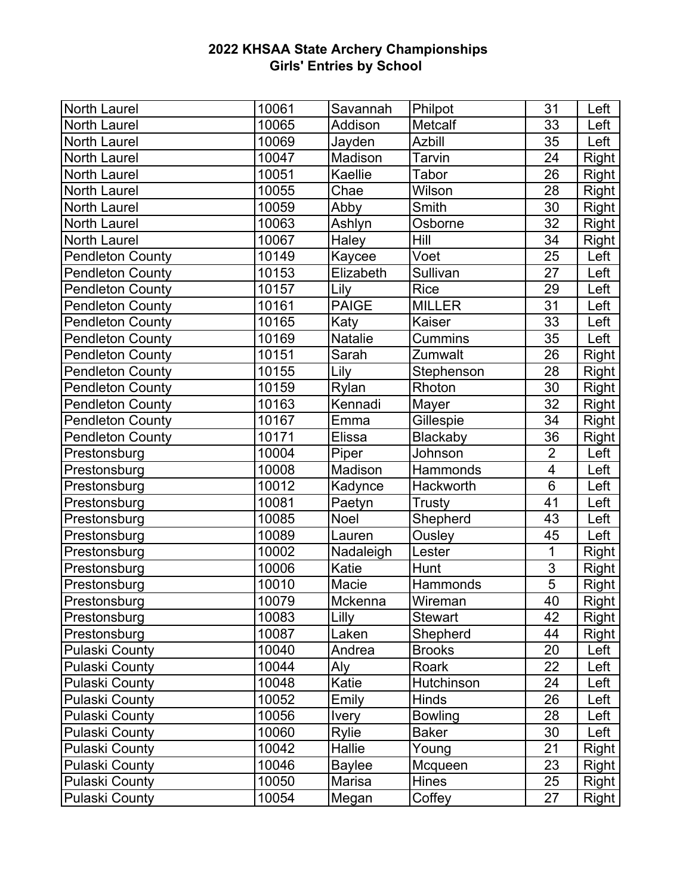**2022 KHSAA State Archery Championships**
**Girls' Entries by School**

| | | | | | |
|---|---|---|---|---|---|
| North Laurel | 10061 | Savannah | Philpot | 31 | Left |
| North Laurel | 10065 | Addison | Metcalf | 33 | Left |
| North Laurel | 10069 | Jayden | Azbill | 35 | Left |
| North Laurel | 10047 | Madison | Tarvin | 24 | Right |
| North Laurel | 10051 | Kaellie | Tabor | 26 | Right |
| North Laurel | 10055 | Chae | Wilson | 28 | Right |
| North Laurel | 10059 | Abby | Smith | 30 | Right |
| North Laurel | 10063 | Ashlyn | Osborne | 32 | Right |
| North Laurel | 10067 | Haley | Hill | 34 | Right |
| Pendleton County | 10149 | Kaycee | Voet | 25 | Left |
| Pendleton County | 10153 | Elizabeth | Sullivan | 27 | Left |
| Pendleton County | 10157 | Lily | Rice | 29 | Left |
| Pendleton County | 10161 | PAIGE | MILLER | 31 | Left |
| Pendleton County | 10165 | Katy | Kaiser | 33 | Left |
| Pendleton County | 10169 | Natalie | Cummins | 35 | Left |
| Pendleton County | 10151 | Sarah | Zumwalt | 26 | Right |
| Pendleton County | 10155 | Lily | Stephenson | 28 | Right |
| Pendleton County | 10159 | Rylan | Rhoton | 30 | Right |
| Pendleton County | 10163 | Kennadi | Mayer | 32 | Right |
| Pendleton County | 10167 | Emma | Gillespie | 34 | Right |
| Pendleton County | 10171 | Elissa | Blackaby | 36 | Right |
| Prestonsburg | 10004 | Piper | Johnson | 2 | Left |
| Prestonsburg | 10008 | Madison | Hammonds | 4 | Left |
| Prestonsburg | 10012 | Kadynce | Hackworth | 6 | Left |
| Prestonsburg | 10081 | Paetyn | Trusty | 41 | Left |
| Prestonsburg | 10085 | Noel | Shepherd | 43 | Left |
| Prestonsburg | 10089 | Lauren | Ousley | 45 | Left |
| Prestonsburg | 10002 | Nadaleigh | Lester | 1 | Right |
| Prestonsburg | 10006 | Katie | Hunt | 3 | Right |
| Prestonsburg | 10010 | Macie | Hammonds | 5 | Right |
| Prestonsburg | 10079 | Mckenna | Wireman | 40 | Right |
| Prestonsburg | 10083 | Lilly | Stewart | 42 | Right |
| Prestonsburg | 10087 | Laken | Shepherd | 44 | Right |
| Pulaski County | 10040 | Andrea | Brooks | 20 | Left |
| Pulaski County | 10044 | Aly | Roark | 22 | Left |
| Pulaski County | 10048 | Katie | Hutchinson | 24 | Left |
| Pulaski County | 10052 | Emily | Hinds | 26 | Left |
| Pulaski County | 10056 | Ivery | Bowling | 28 | Left |
| Pulaski County | 10060 | Rylie | Baker | 30 | Left |
| Pulaski County | 10042 | Hallie | Young | 21 | Right |
| Pulaski County | 10046 | Baylee | Mcqueen | 23 | Right |
| Pulaski County | 10050 | Marisa | Hines | 25 | Right |
| Pulaski County | 10054 | Megan | Coffey | 27 | Right |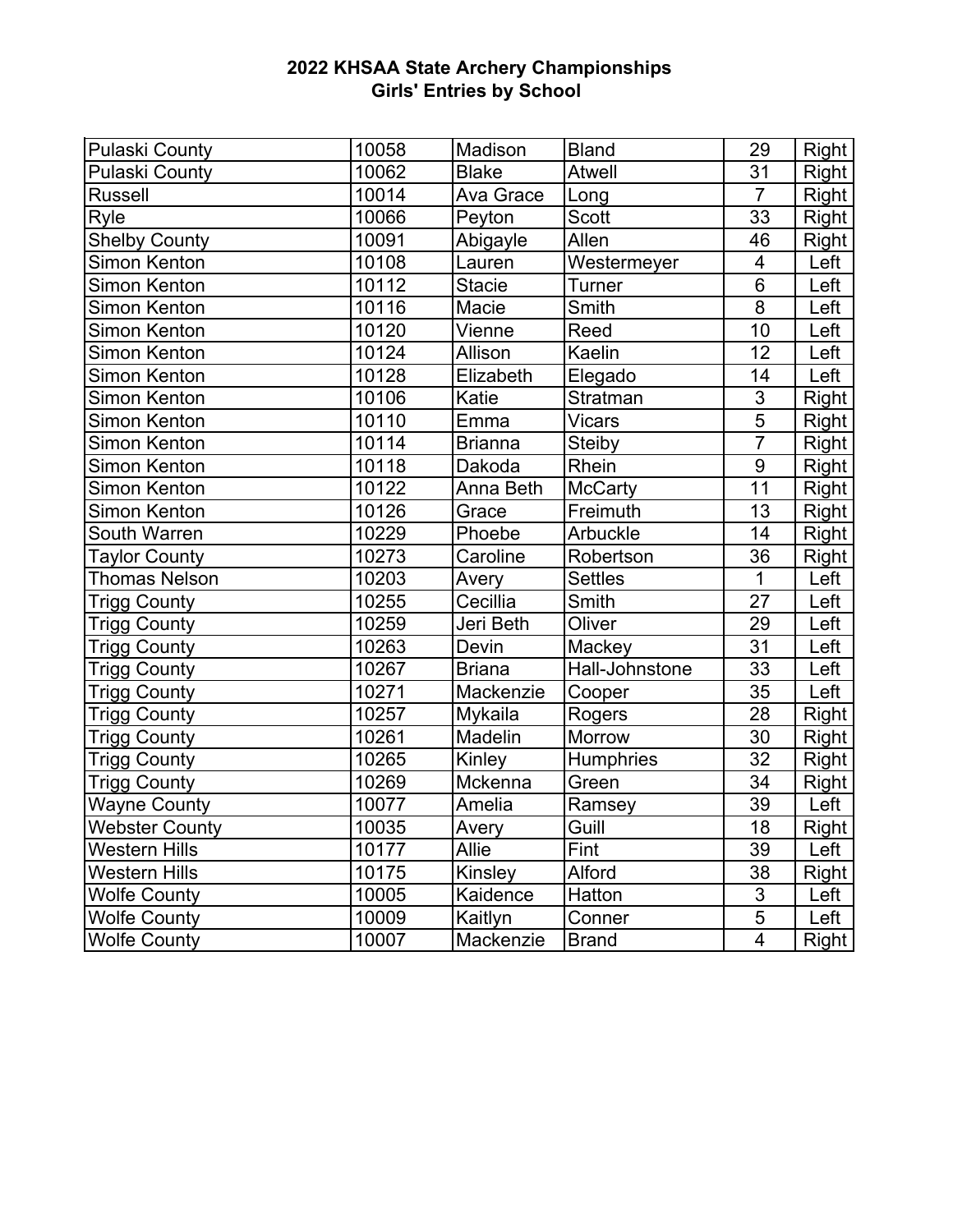**2022 KHSAA State Archery Championships**
**Girls' Entries by School**

| | | | | | |
|---|---|---|---|---|---|
| Pulaski County | 10058 | Madison | Bland | 29 | Right |
| Pulaski County | 10062 | Blake | Atwell | 31 | Right |
| Russell | 10014 | Ava Grace | Long | 7 | Right |
| Ryle | 10066 | Peyton | Scott | 33 | Right |
| Shelby County | 10091 | Abigayle | Allen | 46 | Right |
| Simon Kenton | 10108 | Lauren | Westermeyer | 4 | Left |
| Simon Kenton | 10112 | Stacie | Turner | 6 | Left |
| Simon Kenton | 10116 | Macie | Smith | 8 | Left |
| Simon Kenton | 10120 | Vienne | Reed | 10 | Left |
| Simon Kenton | 10124 | Allison | Kaelin | 12 | Left |
| Simon Kenton | 10128 | Elizabeth | Elegado | 14 | Left |
| Simon Kenton | 10106 | Katie | Stratman | 3 | Right |
| Simon Kenton | 10110 | Emma | Vicars | 5 | Right |
| Simon Kenton | 10114 | Brianna | Steiby | 7 | Right |
| Simon Kenton | 10118 | Dakoda | Rhein | 9 | Right |
| Simon Kenton | 10122 | Anna Beth | McCarty | 11 | Right |
| Simon Kenton | 10126 | Grace | Freimuth | 13 | Right |
| South Warren | 10229 | Phoebe | Arbuckle | 14 | Right |
| Taylor County | 10273 | Caroline | Robertson | 36 | Right |
| Thomas Nelson | 10203 | Avery | Settles | 1 | Left |
| Trigg County | 10255 | Cecillia | Smith | 27 | Left |
| Trigg County | 10259 | Jeri Beth | Oliver | 29 | Left |
| Trigg County | 10263 | Devin | Mackey | 31 | Left |
| Trigg County | 10267 | Briana | Hall-Johnstone | 33 | Left |
| Trigg County | 10271 | Mackenzie | Cooper | 35 | Left |
| Trigg County | 10257 | Mykaila | Rogers | 28 | Right |
| Trigg County | 10261 | Madelin | Morrow | 30 | Right |
| Trigg County | 10265 | Kinley | Humphries | 32 | Right |
| Trigg County | 10269 | Mckenna | Green | 34 | Right |
| Wayne County | 10077 | Amelia | Ramsey | 39 | Left |
| Webster County | 10035 | Avery | Guill | 18 | Right |
| Western Hills | 10177 | Allie | Fint | 39 | Left |
| Western Hills | 10175 | Kinsley | Alford | 38 | Right |
| Wolfe County | 10005 | Kaidence | Hatton | 3 | Left |
| Wolfe County | 10009 | Kaitlyn | Conner | 5 | Left |
| Wolfe County | 10007 | Mackenzie | Brand | 4 | Right |